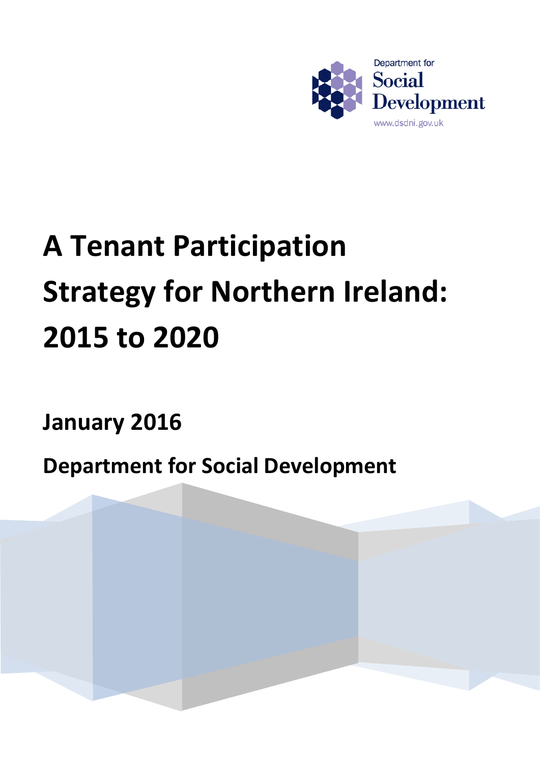Department for Social Development

www.dsdni.gov.uk

# A Tenant Participation Strategy for Northern Ireland: 2015 to 2020

## January 2016

## Department for Social Development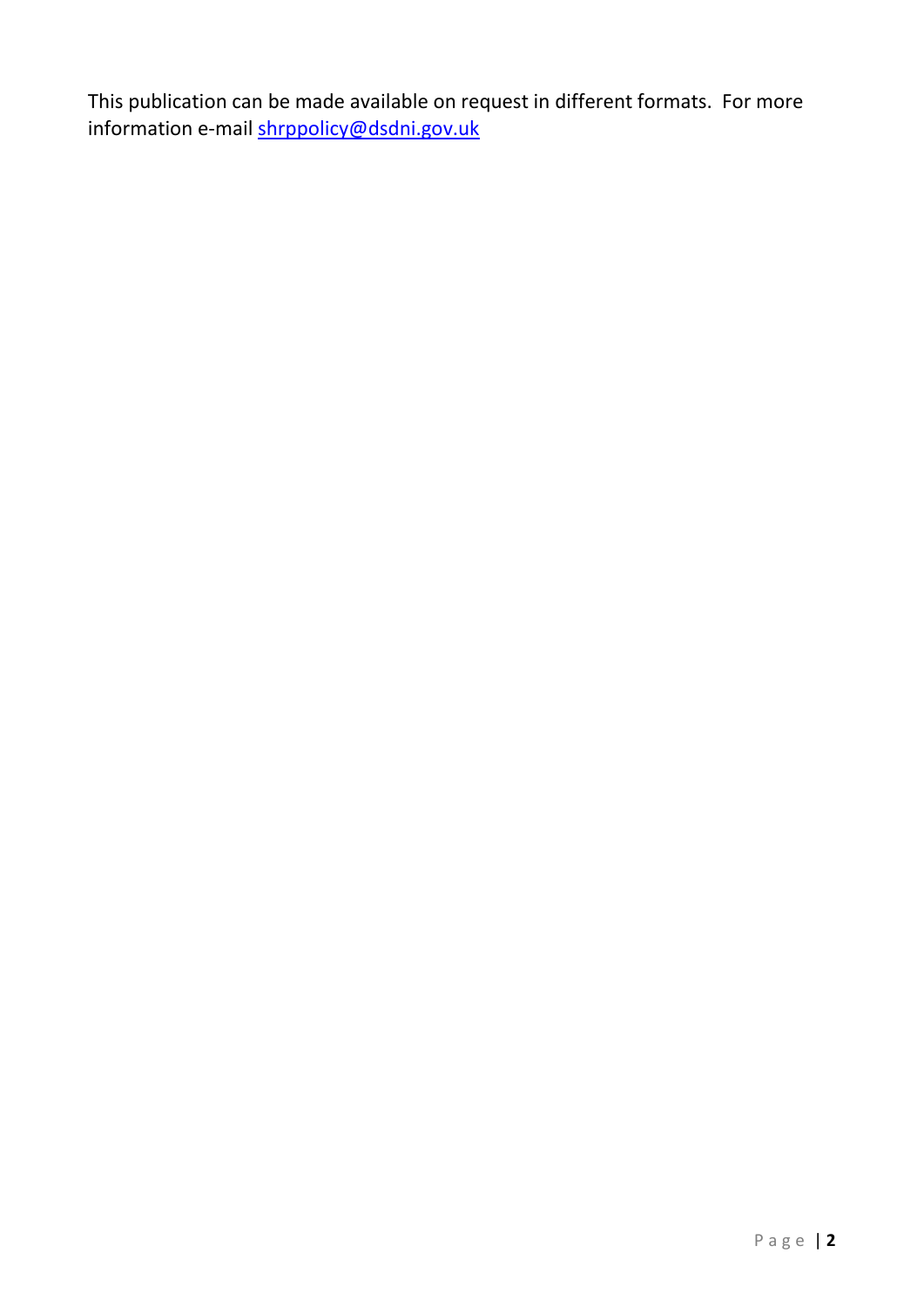This publication can be made available on request in different formats. For more information e-mail [shrppolicy@dsdni.gov.uk](mailto:shrppolicy@dsdni.gov.uk)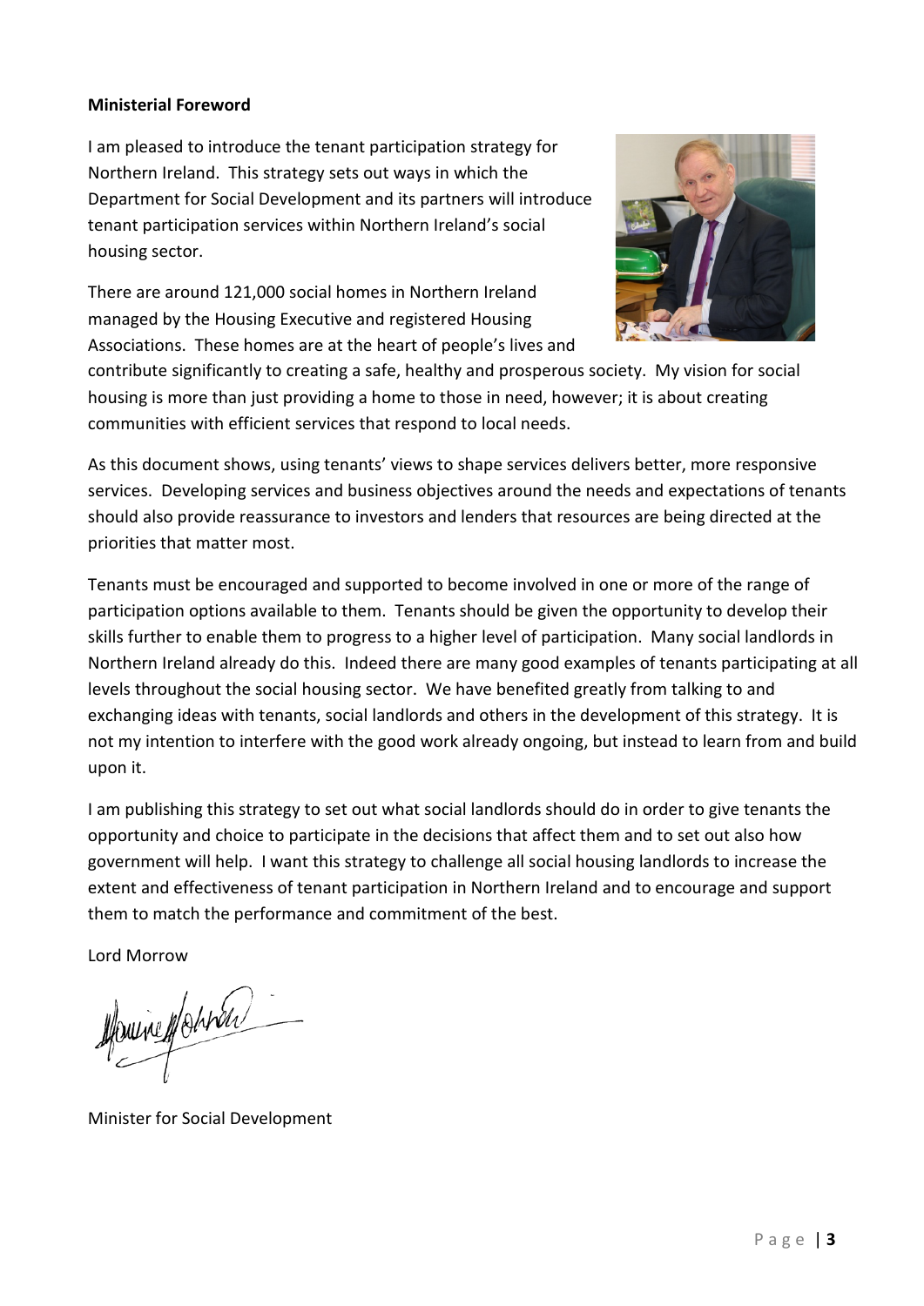**Ministerial Foreword**

I am pleased to introduce the tenant participation strategy for Northern Ireland. This strategy sets out ways in which the Department for Social Development and its partners will introduce tenant participation services within Northern Ireland's social housing sector.

There are around 121,000 social homes in Northern Ireland managed by the Housing Executive and registered Housing Associations. These homes are at the heart of people's lives and contribute significantly to creating a safe, healthy and prosperous society. My vision for social housing is more than just providing a home to those in need, however; it is about creating communities with efficient services that respond to local needs.

As this document shows, using tenants' views to shape services delivers better, more responsive services. Developing services and business objectives around the needs and expectations of tenants should also provide reassurance to investors and lenders that resources are being directed at the priorities that matter most.

Tenants must be encouraged and supported to become involved in one or more of the range of participation options available to them. Tenants should be given the opportunity to develop their skills further to enable them to progress to a higher level of participation. Many social landlords in Northern Ireland already do this. Indeed there are many good examples of tenants participating at all levels throughout the social housing sector. We have benefited greatly from talking to and exchanging ideas with tenants, social landlords and others in the development of this strategy. It is not my intention to interfere with the good work already ongoing, but instead to learn from and build upon it.

I am publishing this strategy to set out what social landlords should do in order to give tenants the opportunity and choice to participate in the decisions that affect them and to set out also how government will help. I want this strategy to challenge all social housing landlords to increase the extent and effectiveness of tenant participation in Northern Ireland and to encourage and support them to match the performance and commitment of the best.

Lord Morrow

Minister for Social Development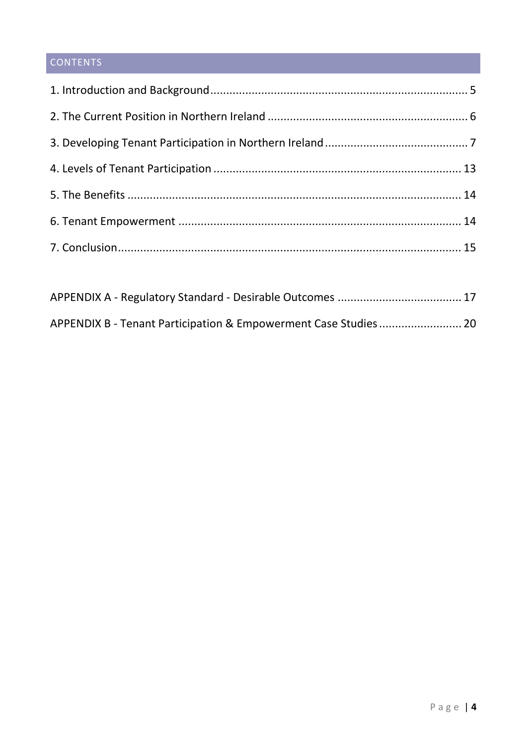## CONTENTS

1. Introduction and Background ........................................................................ 5

2. The Current Position in Northern Ireland ...................................................... 6

3. Developing Tenant Participation in Northern Ireland ..................................... 7

4. Levels of Tenant Participation ..................................................................... 13

5. The Benefits ................................................................................................ 14

6. Tenant Empowerment ................................................................................. 14

7. Conclusion .................................................................................................. 15

APPENDIX A - Regulatory Standard - Desirable Outcomes ............................... 17

APPENDIX B - Tenant Participation & Empowerment Case Studies .................. 20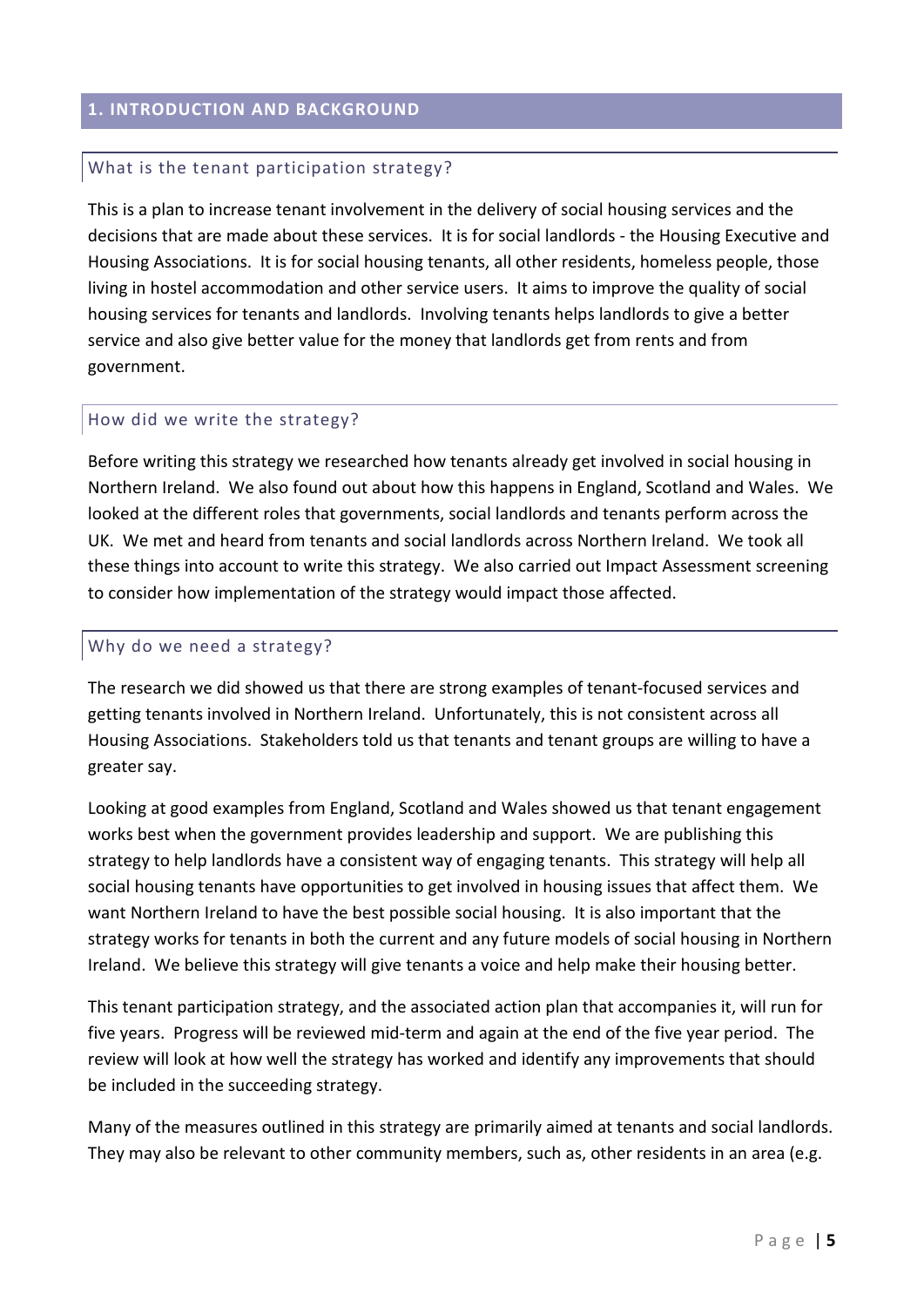## 1. INTRODUCTION AND BACKGROUND

### What is the tenant participation strategy?

This is a plan to increase tenant involvement in the delivery of social housing services and the decisions that are made about these services. It is for social landlords - the Housing Executive and Housing Associations. It is for social housing tenants, all other residents, homeless people, those living in hostel accommodation and other service users. It aims to improve the quality of social housing services for tenants and landlords. Involving tenants helps landlords to give a better service and also give better value for the money that landlords get from rents and from government.

### How did we write the strategy?

Before writing this strategy we researched how tenants already get involved in social housing in Northern Ireland. We also found out about how this happens in England, Scotland and Wales. We looked at the different roles that governments, social landlords and tenants perform across the UK. We met and heard from tenants and social landlords across Northern Ireland. We took all these things into account to write this strategy. We also carried out Impact Assessment screening to consider how implementation of the strategy would impact those affected.

### Why do we need a strategy?

The research we did showed us that there are strong examples of tenant-focused services and getting tenants involved in Northern Ireland. Unfortunately, this is not consistent across all Housing Associations. Stakeholders told us that tenants and tenant groups are willing to have a greater say.

Looking at good examples from England, Scotland and Wales showed us that tenant engagement works best when the government provides leadership and support. We are publishing this strategy to help landlords have a consistent way of engaging tenants. This strategy will help all social housing tenants have opportunities to get involved in housing issues that affect them. We want Northern Ireland to have the best possible social housing. It is also important that the strategy works for tenants in both the current and any future models of social housing in Northern Ireland. We believe this strategy will give tenants a voice and help make their housing better.

This tenant participation strategy, and the associated action plan that accompanies it, will run for five years. Progress will be reviewed mid-term and again at the end of the five year period. The review will look at how well the strategy has worked and identify any improvements that should be included in the succeeding strategy.

Many of the measures outlined in this strategy are primarily aimed at tenants and social landlords. They may also be relevant to other community members, such as, other residents in an area (e.g.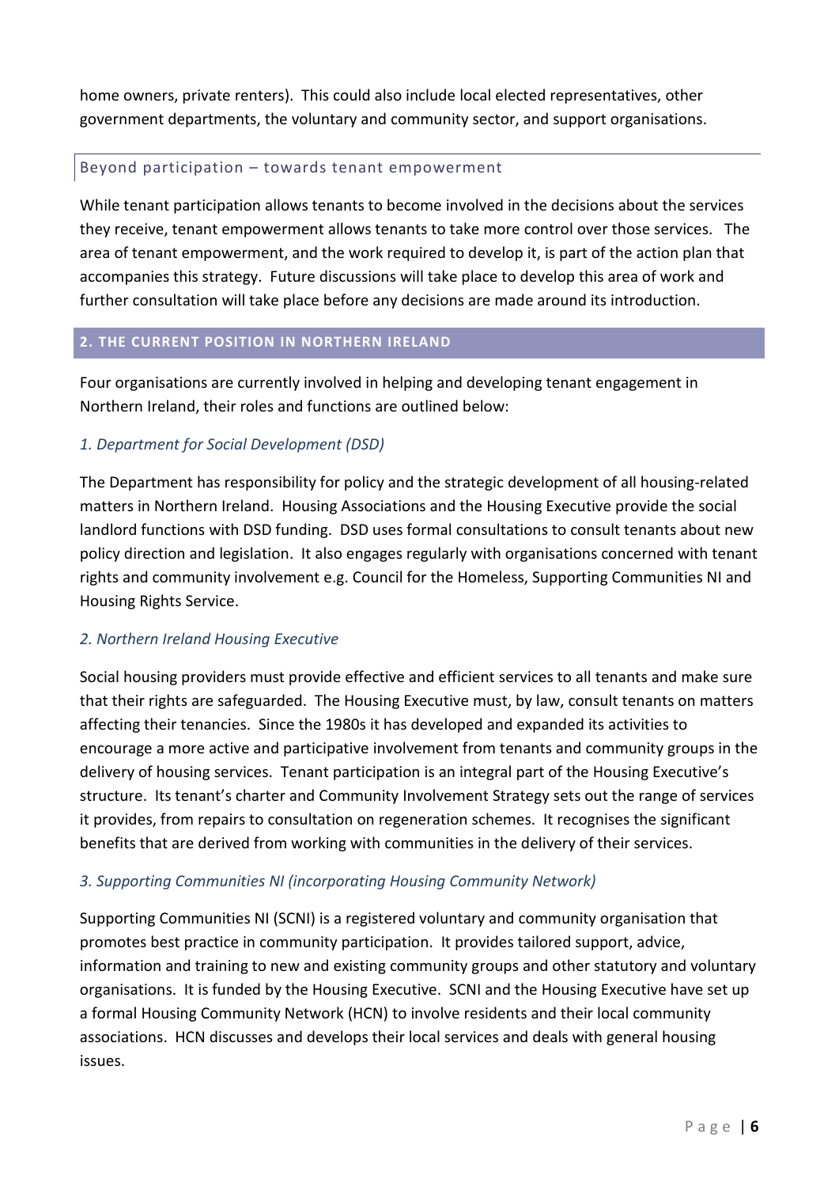home owners, private renters). This could also include local elected representatives, other government departments, the voluntary and community sector, and support organisations.

### Beyond participation – towards tenant empowerment

While tenant participation allows tenants to become involved in the decisions about the services they receive, tenant empowerment allows tenants to take more control over those services. The area of tenant empowerment, and the work required to develop it, is part of the action plan that accompanies this strategy. Future discussions will take place to develop this area of work and further consultation will take place before any decisions are made around its introduction.

## 2. THE CURRENT POSITION IN NORTHERN IRELAND

Four organisations are currently involved in helping and developing tenant engagement in Northern Ireland, their roles and functions are outlined below:

*1. Department for Social Development (DSD)*

The Department has responsibility for policy and the strategic development of all housing-related matters in Northern Ireland. Housing Associations and the Housing Executive provide the social landlord functions with DSD funding. DSD uses formal consultations to consult tenants about new policy direction and legislation. It also engages regularly with organisations concerned with tenant rights and community involvement e.g. Council for the Homeless, Supporting Communities NI and Housing Rights Service.

*2. Northern Ireland Housing Executive*

Social housing providers must provide effective and efficient services to all tenants and make sure that their rights are safeguarded. The Housing Executive must, by law, consult tenants on matters affecting their tenancies. Since the 1980s it has developed and expanded its activities to encourage a more active and participative involvement from tenants and community groups in the delivery of housing services. Tenant participation is an integral part of the Housing Executive's structure. Its tenant's charter and Community Involvement Strategy sets out the range of services it provides, from repairs to consultation on regeneration schemes. It recognises the significant benefits that are derived from working with communities in the delivery of their services.

*3. Supporting Communities NI (incorporating Housing Community Network)*

Supporting Communities NI (SCNI) is a registered voluntary and community organisation that promotes best practice in community participation. It provides tailored support, advice, information and training to new and existing community groups and other statutory and voluntary organisations. It is funded by the Housing Executive. SCNI and the Housing Executive have set up a formal Housing Community Network (HCN) to involve residents and their local community associations. HCN discusses and develops their local services and deals with general housing issues.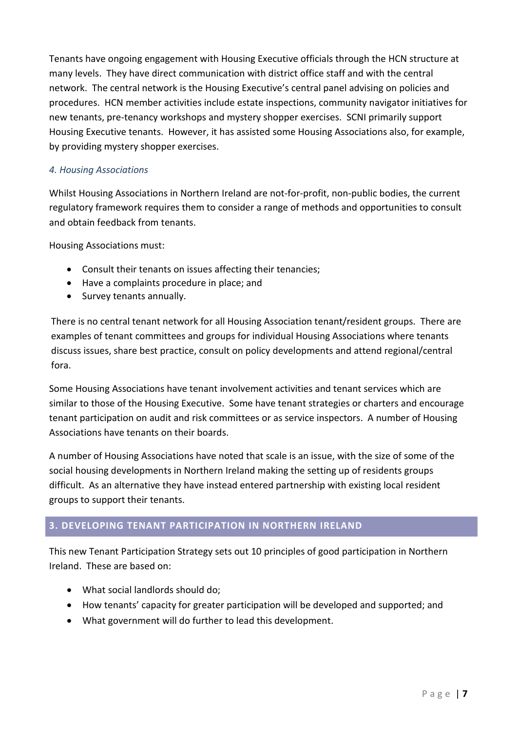Tenants have ongoing engagement with Housing Executive officials through the HCN structure at many levels. They have direct communication with district office staff and with the central network. The central network is the Housing Executive's central panel advising on policies and procedures. HCN member activities include estate inspections, community navigator initiatives for new tenants, pre-tenancy workshops and mystery shopper exercises. SCNI primarily support Housing Executive tenants. However, it has assisted some Housing Associations also, for example, by providing mystery shopper exercises.

### *4. Housing Associations*

Whilst Housing Associations in Northern Ireland are not-for-profit, non-public bodies, the current regulatory framework requires them to consider a range of methods and opportunities to consult and obtain feedback from tenants.

Housing Associations must:

- Consult their tenants on issues affecting their tenancies;
- Have a complaints procedure in place; and
- Survey tenants annually.

There is no central tenant network for all Housing Association tenant/resident groups. There are examples of tenant committees and groups for individual Housing Associations where tenants discuss issues, share best practice, consult on policy developments and attend regional/central fora.

Some Housing Associations have tenant involvement activities and tenant services which are similar to those of the Housing Executive. Some have tenant strategies or charters and encourage tenant participation on audit and risk committees or as service inspectors. A number of Housing Associations have tenants on their boards.

A number of Housing Associations have noted that scale is an issue, with the size of some of the social housing developments in Northern Ireland making the setting up of residents groups difficult. As an alternative they have instead entered partnership with existing local resident groups to support their tenants.

## 3. DEVELOPING TENANT PARTICIPATION IN NORTHERN IRELAND

This new Tenant Participation Strategy sets out 10 principles of good participation in Northern Ireland. These are based on:

- What social landlords should do;
- How tenants' capacity for greater participation will be developed and supported; and
- What government will do further to lead this development.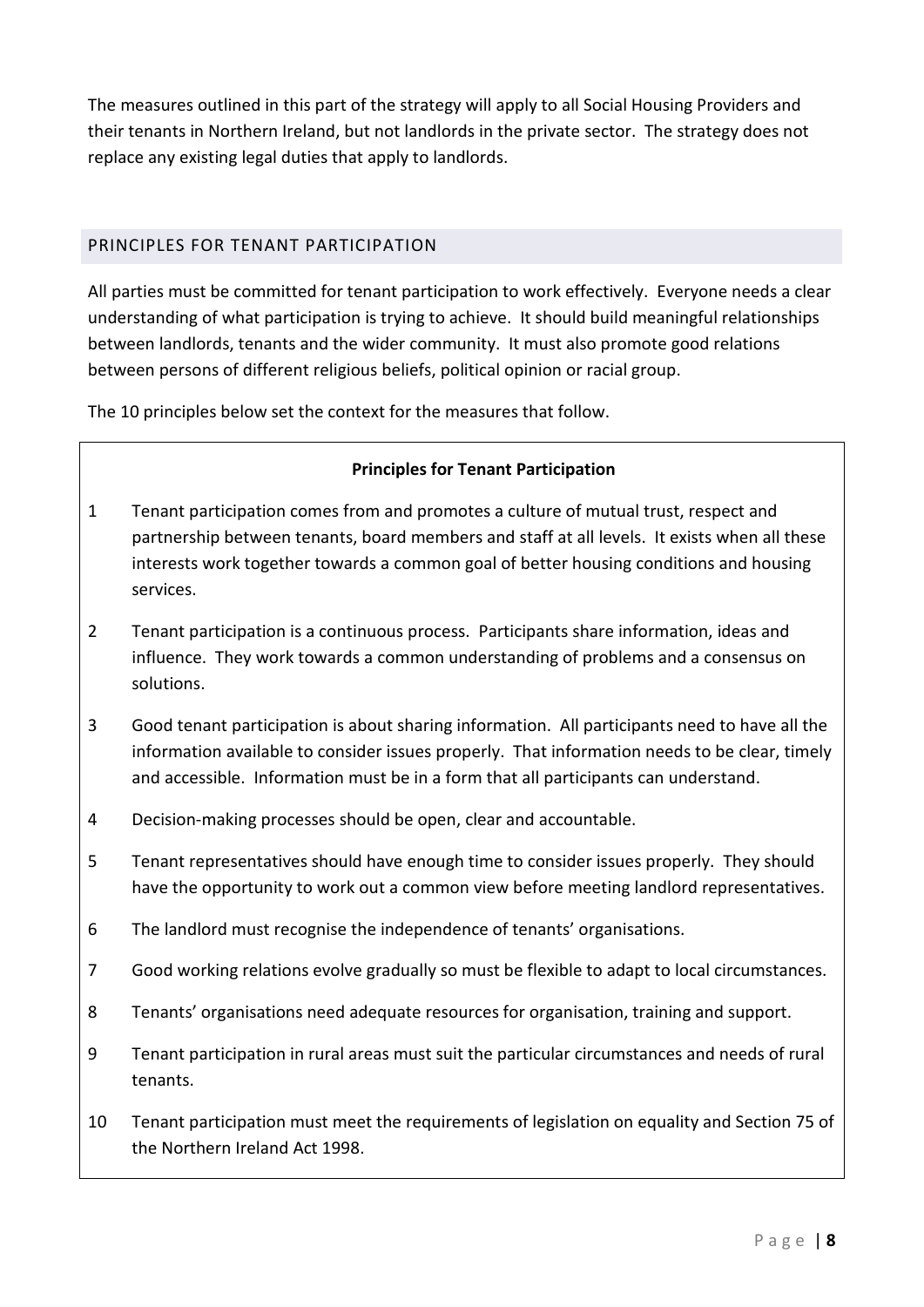The measures outlined in this part of the strategy will apply to all Social Housing Providers and their tenants in Northern Ireland, but not landlords in the private sector. The strategy does not replace any existing legal duties that apply to landlords.

## PRINCIPLES FOR TENANT PARTICIPATION

All parties must be committed for tenant participation to work effectively. Everyone needs a clear understanding of what participation is trying to achieve. It should build meaningful relationships between landlords, tenants and the wider community. It must also promote good relations between persons of different religious beliefs, political opinion or racial group.

The 10 principles below set the context for the measures that follow.

**Principles for Tenant Participation**

1. Tenant participation comes from and promotes a culture of mutual trust, respect and partnership between tenants, board members and staff at all levels. It exists when all these interests work together towards a common goal of better housing conditions and housing services.
2. Tenant participation is a continuous process. Participants share information, ideas and influence. They work towards a common understanding of problems and a consensus on solutions.
3. Good tenant participation is about sharing information. All participants need to have all the information available to consider issues properly. That information needs to be clear, timely and accessible. Information must be in a form that all participants can understand.
4. Decision-making processes should be open, clear and accountable.
5. Tenant representatives should have enough time to consider issues properly. They should have the opportunity to work out a common view before meeting landlord representatives.
6. The landlord must recognise the independence of tenants' organisations.
7. Good working relations evolve gradually so must be flexible to adapt to local circumstances.
8. Tenants' organisations need adequate resources for organisation, training and support.
9. Tenant participation in rural areas must suit the particular circumstances and needs of rural tenants.
10. Tenant participation must meet the requirements of legislation on equality and Section 75 of the Northern Ireland Act 1998.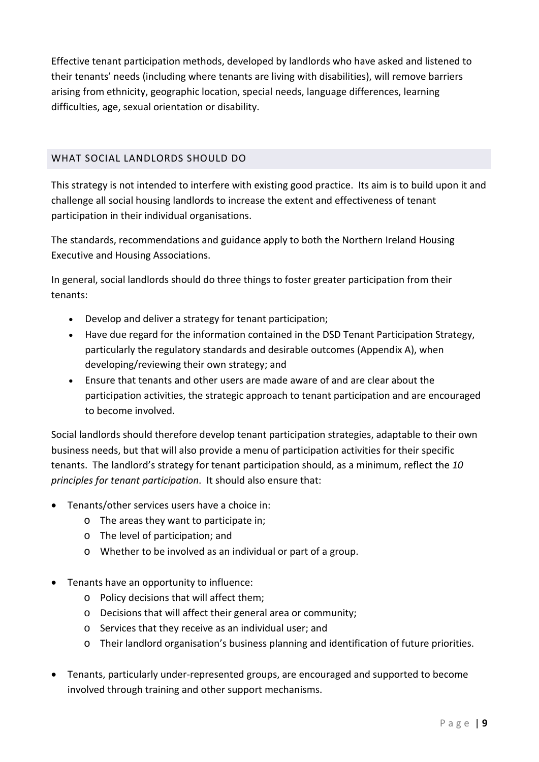Effective tenant participation methods, developed by landlords who have asked and listened to their tenants' needs (including where tenants are living with disabilities), will remove barriers arising from ethnicity, geographic location, special needs, language differences, learning difficulties, age, sexual orientation or disability.

## WHAT SOCIAL LANDLORDS SHOULD DO

This strategy is not intended to interfere with existing good practice. Its aim is to build upon it and challenge all social housing landlords to increase the extent and effectiveness of tenant participation in their individual organisations.

The standards, recommendations and guidance apply to both the Northern Ireland Housing Executive and Housing Associations.

In general, social landlords should do three things to foster greater participation from their tenants:

- Develop and deliver a strategy for tenant participation;
- Have due regard for the information contained in the DSD Tenant Participation Strategy, particularly the regulatory standards and desirable outcomes (Appendix A), when developing/reviewing their own strategy; and
- Ensure that tenants and other users are made aware of and are clear about the participation activities, the strategic approach to tenant participation and are encouraged to become involved.

Social landlords should therefore develop tenant participation strategies, adaptable to their own business needs, but that will also provide a menu of participation activities for their specific tenants. The landlord's strategy for tenant participation should, as a minimum, reflect the *10 principles for tenant participation*. It should also ensure that:

- Tenants/other services users have a choice in:
    - The areas they want to participate in;
    - The level of participation; and
    - Whether to be involved as an individual or part of a group.

- Tenants have an opportunity to influence:
    - Policy decisions that will affect them;
    - Decisions that will affect their general area or community;
    - Services that they receive as an individual user; and
    - Their landlord organisation's business planning and identification of future priorities.

- Tenants, particularly under-represented groups, are encouraged and supported to become involved through training and other support mechanisms.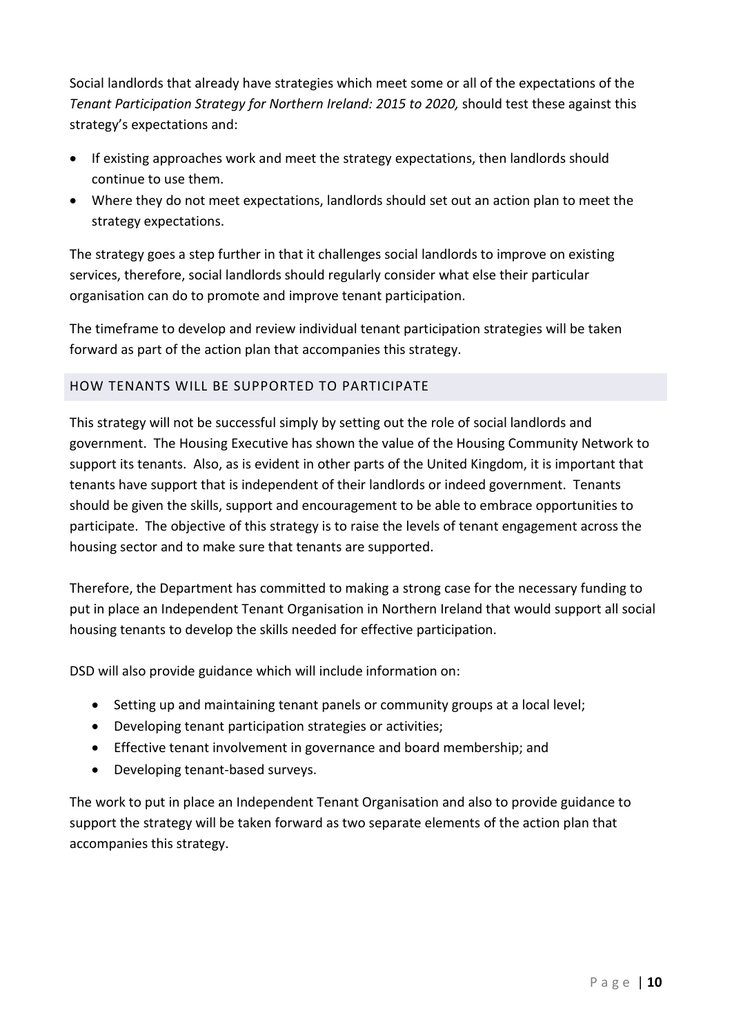Social landlords that already have strategies which meet some or all of the expectations of the *Tenant Participation Strategy for Northern Ireland: 2015 to 2020,* should test these against this strategy's expectations and:

- If existing approaches work and meet the strategy expectations, then landlords should continue to use them.
- Where they do not meet expectations, landlords should set out an action plan to meet the strategy expectations.

The strategy goes a step further in that it challenges social landlords to improve on existing services, therefore, social landlords should regularly consider what else their particular organisation can do to promote and improve tenant participation.

The timeframe to develop and review individual tenant participation strategies will be taken forward as part of the action plan that accompanies this strategy.

## HOW TENANTS WILL BE SUPPORTED TO PARTICIPATE

This strategy will not be successful simply by setting out the role of social landlords and government. The Housing Executive has shown the value of the Housing Community Network to support its tenants. Also, as is evident in other parts of the United Kingdom, it is important that tenants have support that is independent of their landlords or indeed government. Tenants should be given the skills, support and encouragement to be able to embrace opportunities to participate. The objective of this strategy is to raise the levels of tenant engagement across the housing sector and to make sure that tenants are supported.

Therefore, the Department has committed to making a strong case for the necessary funding to put in place an Independent Tenant Organisation in Northern Ireland that would support all social housing tenants to develop the skills needed for effective participation.

DSD will also provide guidance which will include information on:

- Setting up and maintaining tenant panels or community groups at a local level;
- Developing tenant participation strategies or activities;
- Effective tenant involvement in governance and board membership; and
- Developing tenant-based surveys.

The work to put in place an Independent Tenant Organisation and also to provide guidance to support the strategy will be taken forward as two separate elements of the action plan that accompanies this strategy.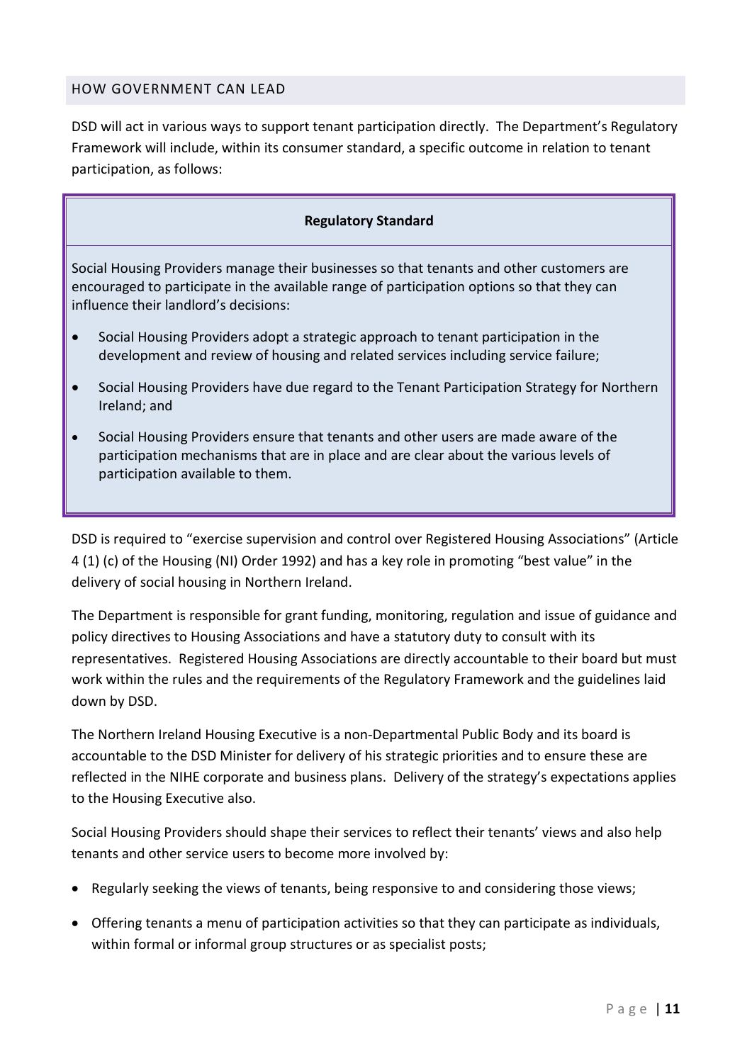## HOW GOVERNMENT CAN LEAD

DSD will act in various ways to support tenant participation directly. The Department's Regulatory Framework will include, within its consumer standard, a specific outcome in relation to tenant participation, as follows:

| **Regulatory Standard** |
| --- |
| Social Housing Providers manage their businesses so that tenants and other customers are encouraged to participate in the available range of participation options so that they can influence their landlord's decisions:<br><br>• Social Housing Providers adopt a strategic approach to tenant participation in the development and review of housing and related services including service failure;<br><br>• Social Housing Providers have due regard to the Tenant Participation Strategy for Northern Ireland; and<br><br>• Social Housing Providers ensure that tenants and other users are made aware of the participation mechanisms that are in place and are clear about the various levels of participation available to them. |

DSD is required to "exercise supervision and control over Registered Housing Associations" (Article 4 (1) (c) of the Housing (NI) Order 1992) and has a key role in promoting "best value" in the delivery of social housing in Northern Ireland.

The Department is responsible for grant funding, monitoring, regulation and issue of guidance and policy directives to Housing Associations and have a statutory duty to consult with its representatives. Registered Housing Associations are directly accountable to their board but must work within the rules and the requirements of the Regulatory Framework and the guidelines laid down by DSD.

The Northern Ireland Housing Executive is a non-Departmental Public Body and its board is accountable to the DSD Minister for delivery of his strategic priorities and to ensure these are reflected in the NIHE corporate and business plans. Delivery of the strategy's expectations applies to the Housing Executive also.

Social Housing Providers should shape their services to reflect their tenants' views and also help tenants and other service users to become more involved by:

- Regularly seeking the views of tenants, being responsive to and considering those views;
- Offering tenants a menu of participation activities so that they can participate as individuals, within formal or informal group structures or as specialist posts;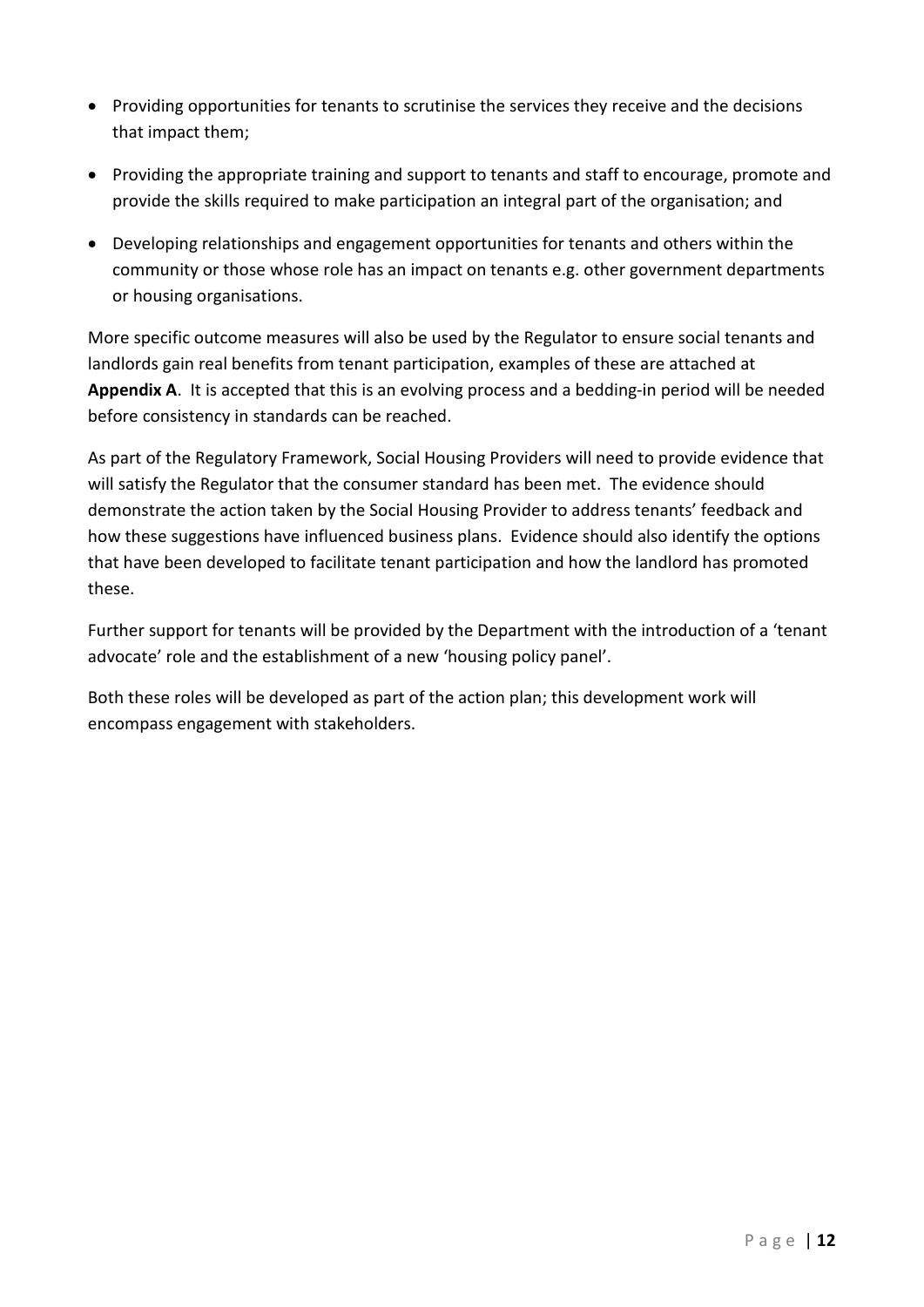- Providing opportunities for tenants to scrutinise the services they receive and the decisions that impact them;
- Providing the appropriate training and support to tenants and staff to encourage, promote and provide the skills required to make participation an integral part of the organisation; and
- Developing relationships and engagement opportunities for tenants and others within the community or those whose role has an impact on tenants e.g. other government departments or housing organisations.

More specific outcome measures will also be used by the Regulator to ensure social tenants and landlords gain real benefits from tenant participation, examples of these are attached at **Appendix A**. It is accepted that this is an evolving process and a bedding-in period will be needed before consistency in standards can be reached.

As part of the Regulatory Framework, Social Housing Providers will need to provide evidence that will satisfy the Regulator that the consumer standard has been met. The evidence should demonstrate the action taken by the Social Housing Provider to address tenants' feedback and how these suggestions have influenced business plans. Evidence should also identify the options that have been developed to facilitate tenant participation and how the landlord has promoted these.

Further support for tenants will be provided by the Department with the introduction of a 'tenant advocate' role and the establishment of a new 'housing policy panel'.

Both these roles will be developed as part of the action plan; this development work will encompass engagement with stakeholders.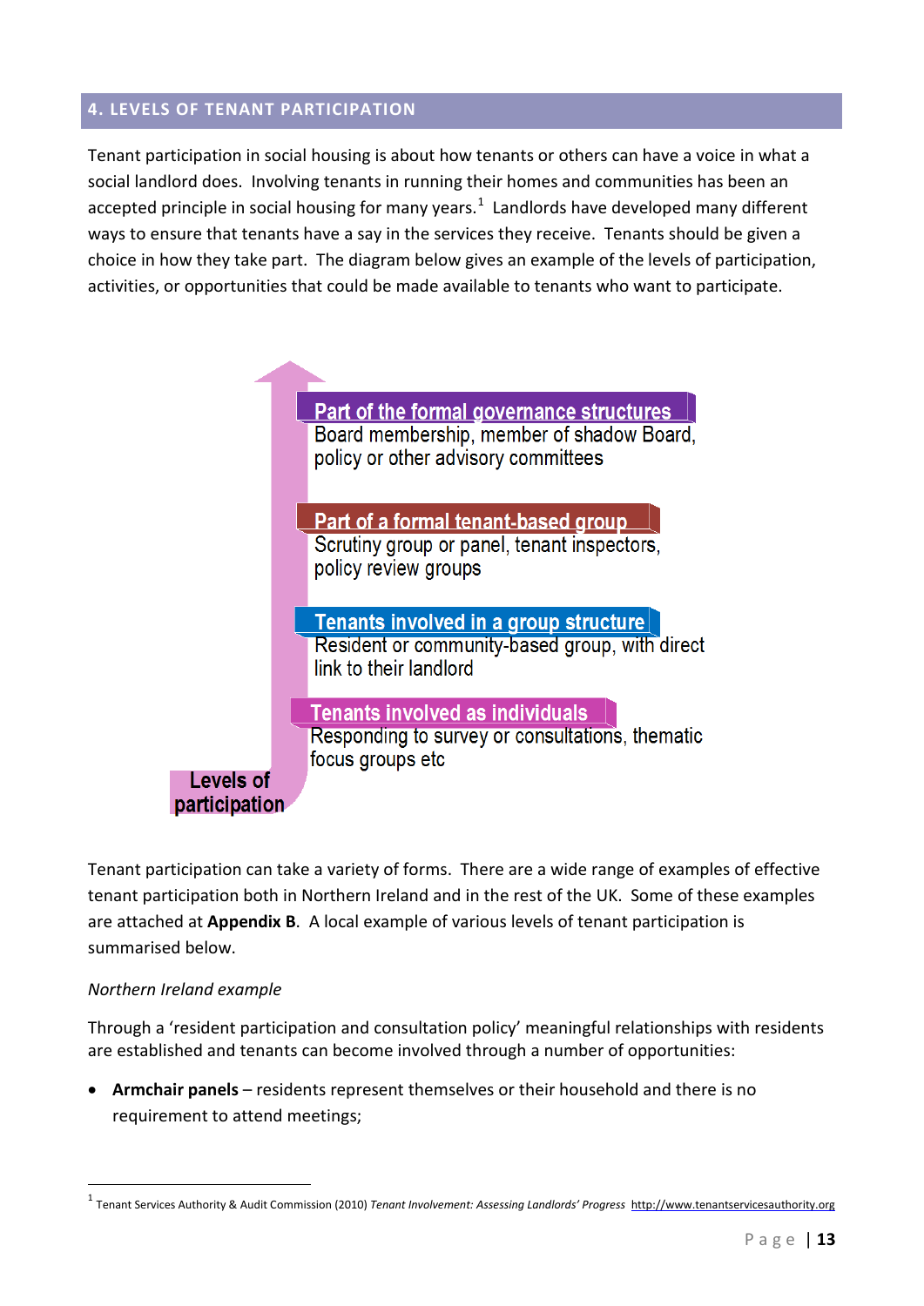## 4. LEVELS OF TENANT PARTICIPATION

Tenant participation in social housing is about how tenants or others can have a voice in what a social landlord does. Involving tenants in running their homes and communities has been an accepted principle in social housing for many years.[1] Landlords have developed many different ways to ensure that tenants have a say in the services they receive. Tenants should be given a choice in how they take part. The diagram below gives an example of the levels of participation, activities, or opportunities that could be made available to tenants who want to participate.

**Part of the formal governance structures**
Board membership, member of shadow Board, policy or other advisory committees

**Part of a formal tenant-based group**
Scrutiny group or panel, tenant inspectors, policy review groups

**Tenants involved in a group structure**
Resident or community-based group, with direct link to their landlord

**Tenants involved as individuals**
Responding to survey or consultations, thematic focus groups etc

**Levels of participation**

Tenant participation can take a variety of forms. There are a wide range of examples of effective tenant participation both in Northern Ireland and in the rest of the UK. Some of these examples are attached at **Appendix B**. A local example of various levels of tenant participation is summarised below.

*Northern Ireland example*

Through a 'resident participation and consultation policy' meaningful relationships with residents are established and tenants can become involved through a number of opportunities:

- **Armchair panels** – residents represent themselves or their household and there is no requirement to attend meetings;

[1] Tenant Services Authority & Audit Commission (2010) *Tenant Involvement: Assessing Landlords' Progress* http://www.tenantservicesauthority.org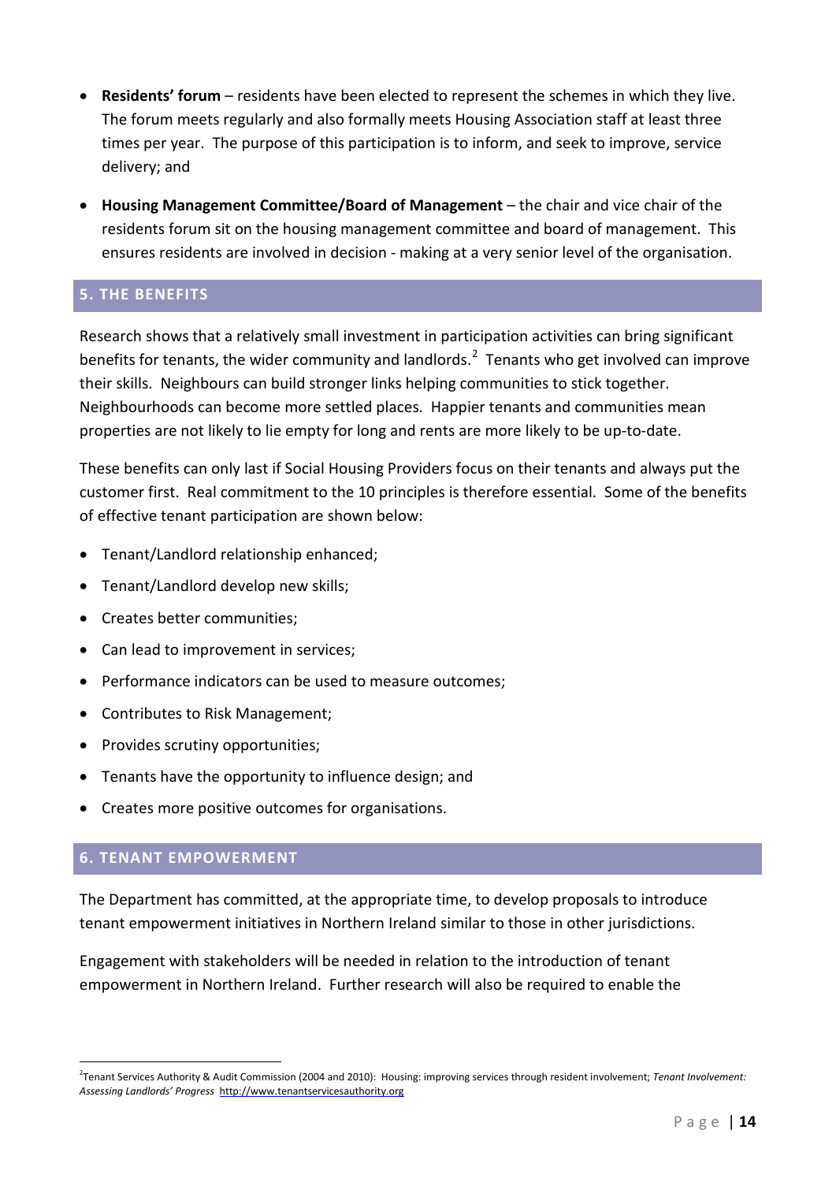- **Residents' forum** – residents have been elected to represent the schemes in which they live. The forum meets regularly and also formally meets Housing Association staff at least three times per year. The purpose of this participation is to inform, and seek to improve, service delivery; and

- **Housing Management Committee/Board of Management** – the chair and vice chair of the residents forum sit on the housing management committee and board of management. This ensures residents are involved in decision - making at a very senior level of the organisation.

## 5. THE BENEFITS

Research shows that a relatively small investment in participation activities can bring significant benefits for tenants, the wider community and landlords.[2] Tenants who get involved can improve their skills. Neighbours can build stronger links helping communities to stick together. Neighbourhoods can become more settled places. Happier tenants and communities mean properties are not likely to lie empty for long and rents are more likely to be up-to-date.

These benefits can only last if Social Housing Providers focus on their tenants and always put the customer first. Real commitment to the 10 principles is therefore essential. Some of the benefits of effective tenant participation are shown below:

- Tenant/Landlord relationship enhanced;
- Tenant/Landlord develop new skills;
- Creates better communities;
- Can lead to improvement in services;
- Performance indicators can be used to measure outcomes;
- Contributes to Risk Management;
- Provides scrutiny opportunities;
- Tenants have the opportunity to influence design; and
- Creates more positive outcomes for organisations.

## 6. TENANT EMPOWERMENT

The Department has committed, at the appropriate time, to develop proposals to introduce tenant empowerment initiatives in Northern Ireland similar to those in other jurisdictions.

Engagement with stakeholders will be needed in relation to the introduction of tenant empowerment in Northern Ireland. Further research will also be required to enable the

---

[2] Tenant Services Authority & Audit Commission (2004 and 2010): Housing: improving services through resident involvement; *Tenant Involvement: Assessing Landlords' Progress* http://www.tenantservicesauthority.org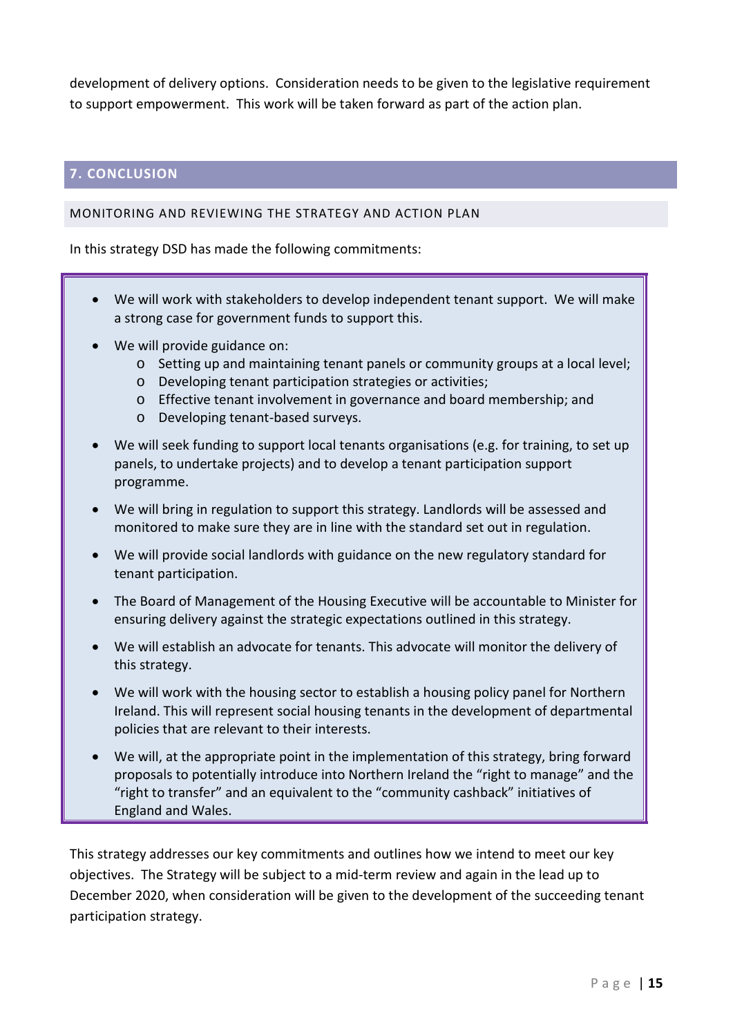development of delivery options. Consideration needs to be given to the legislative requirement to support empowerment. This work will be taken forward as part of the action plan.

## 7. CONCLUSION

### MONITORING AND REVIEWING THE STRATEGY AND ACTION PLAN

In this strategy DSD has made the following commitments:

- We will work with stakeholders to develop independent tenant support. We will make a strong case for government funds to support this.
- We will provide guidance on:
  - Setting up and maintaining tenant panels or community groups at a local level;
  - Developing tenant participation strategies or activities;
  - Effective tenant involvement in governance and board membership; and
  - Developing tenant-based surveys.
- We will seek funding to support local tenants organisations (e.g. for training, to set up panels, to undertake projects) and to develop a tenant participation support programme.
- We will bring in regulation to support this strategy. Landlords will be assessed and monitored to make sure they are in line with the standard set out in regulation.
- We will provide social landlords with guidance on the new regulatory standard for tenant participation.
- The Board of Management of the Housing Executive will be accountable to Minister for ensuring delivery against the strategic expectations outlined in this strategy.
- We will establish an advocate for tenants. This advocate will monitor the delivery of this strategy.
- We will work with the housing sector to establish a housing policy panel for Northern Ireland. This will represent social housing tenants in the development of departmental policies that are relevant to their interests.
- We will, at the appropriate point in the implementation of this strategy, bring forward proposals to potentially introduce into Northern Ireland the "right to manage" and the "right to transfer" and an equivalent to the "community cashback" initiatives of England and Wales.

This strategy addresses our key commitments and outlines how we intend to meet our key objectives. The Strategy will be subject to a mid-term review and again in the lead up to December 2020, when consideration will be given to the development of the succeeding tenant participation strategy.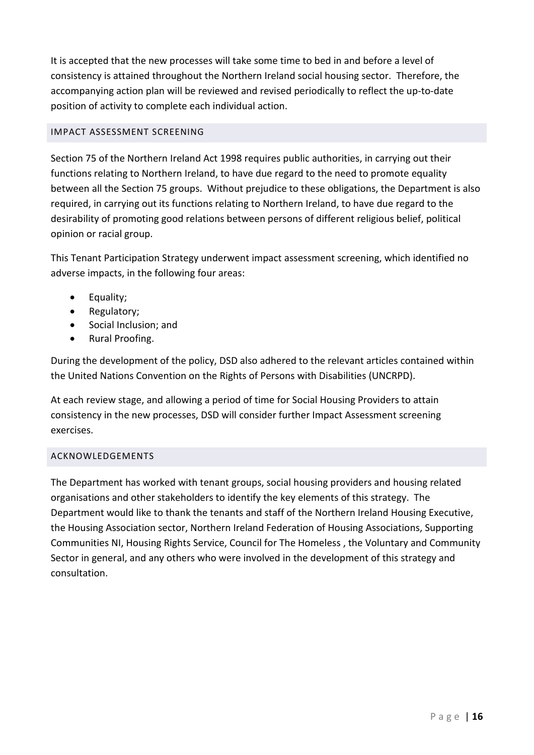It is accepted that the new processes will take some time to bed in and before a level of consistency is attained throughout the Northern Ireland social housing sector. Therefore, the accompanying action plan will be reviewed and revised periodically to reflect the up-to-date position of activity to complete each individual action.

## IMPACT ASSESSMENT SCREENING

Section 75 of the Northern Ireland Act 1998 requires public authorities, in carrying out their functions relating to Northern Ireland, to have due regard to the need to promote equality between all the Section 75 groups. Without prejudice to these obligations, the Department is also required, in carrying out its functions relating to Northern Ireland, to have due regard to the desirability of promoting good relations between persons of different religious belief, political opinion or racial group.

This Tenant Participation Strategy underwent impact assessment screening, which identified no adverse impacts, in the following four areas:

- Equality;
- Regulatory;
- Social Inclusion; and
- Rural Proofing.

During the development of the policy, DSD also adhered to the relevant articles contained within the United Nations Convention on the Rights of Persons with Disabilities (UNCRPD).

At each review stage, and allowing a period of time for Social Housing Providers to attain consistency in the new processes, DSD will consider further Impact Assessment screening exercises.

## ACKNOWLEDGEMENTS

The Department has worked with tenant groups, social housing providers and housing related organisations and other stakeholders to identify the key elements of this strategy. The Department would like to thank the tenants and staff of the Northern Ireland Housing Executive, the Housing Association sector, Northern Ireland Federation of Housing Associations, Supporting Communities NI, Housing Rights Service, Council for The Homeless , the Voluntary and Community Sector in general, and any others who were involved in the development of this strategy and consultation.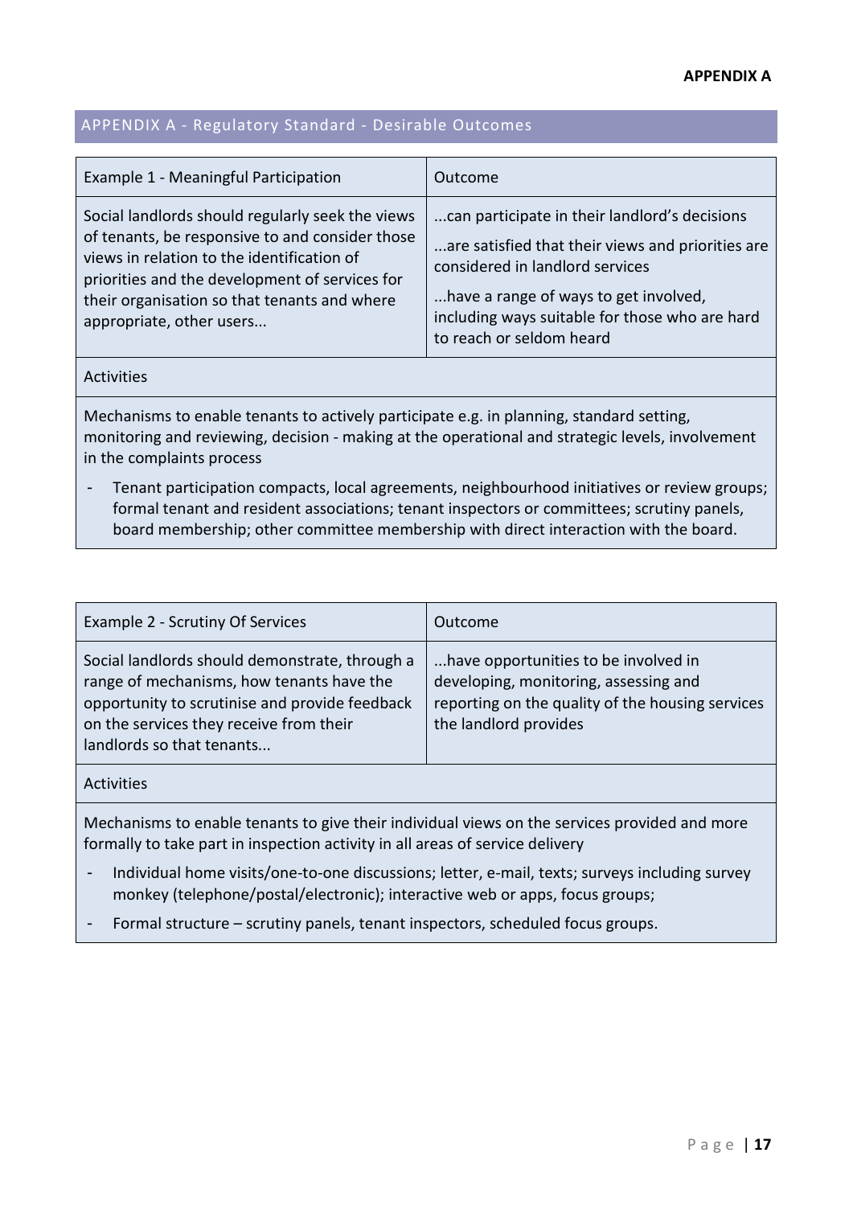## APPENDIX A - Regulatory Standard - Desirable Outcomes

| Example 1 - Meaningful Participation | Outcome |
|---|---|
| Social landlords should regularly seek the views of tenants, be responsive to and consider those views in relation to the identification of priorities and the development of services for their organisation so that tenants and where appropriate, other users... | ...can participate in their landlord's decisions<br><br>...are satisfied that their views and priorities are considered in landlord services<br><br>...have a range of ways to get involved, including ways suitable for those who are hard to reach or seldom heard |

**Activities**

Mechanisms to enable tenants to actively participate e.g. in planning, standard setting, monitoring and reviewing, decision - making at the operational and strategic levels, involvement in the complaints process

- Tenant participation compacts, local agreements, neighbourhood initiatives or review groups; formal tenant and resident associations; tenant inspectors or committees; scrutiny panels, board membership; other committee membership with direct interaction with the board.

| Example 2 - Scrutiny Of Services | Outcome |
|---|---|
| Social landlords should demonstrate, through a range of mechanisms, how tenants have the opportunity to scrutinise and provide feedback on the services they receive from their landlords so that tenants... | ...have opportunities to be involved in developing, monitoring, assessing and reporting on the quality of the housing services the landlord provides |

**Activities**

Mechanisms to enable tenants to give their individual views on the services provided and more formally to take part in inspection activity in all areas of service delivery

- Individual home visits/one-to-one discussions; letter, e-mail, texts; surveys including survey monkey (telephone/postal/electronic); interactive web or apps, focus groups;
- Formal structure – scrutiny panels, tenant inspectors, scheduled focus groups.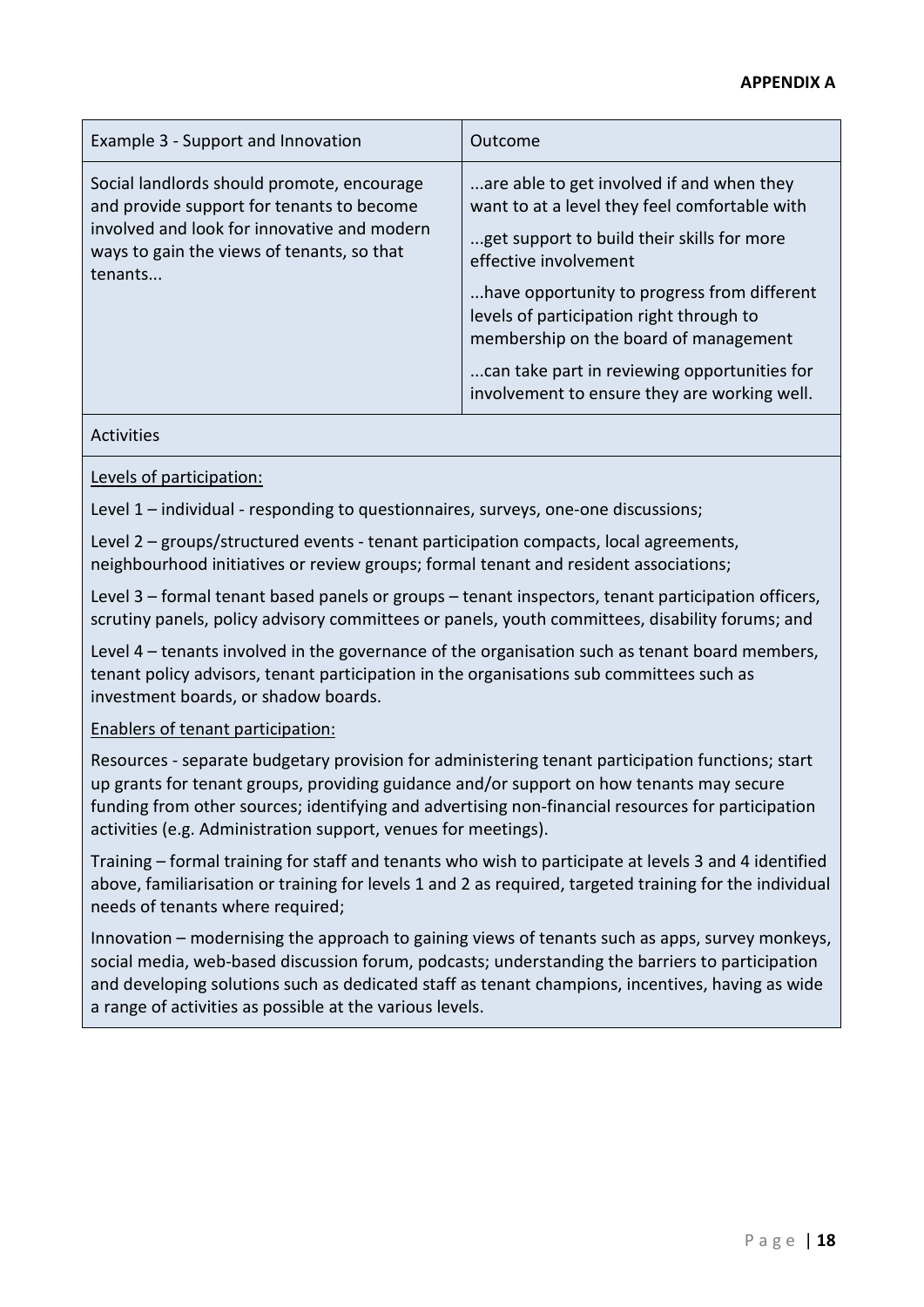**APPENDIX A**

| Example 3 - Support and Innovation | Outcome |
| --- | --- |
| Social landlords should promote, encourage and provide support for tenants to become involved and look for innovative and modern ways to gain the views of tenants, so that tenants... | ...are able to get involved if and when they want to at a level they feel comfortable with<br><br>...get support to build their skills for more effective involvement<br><br>...have opportunity to progress from different levels of participation right through to membership on the board of management<br><br>...can take part in reviewing opportunities for involvement to ensure they are working well. |

Activities

Levels of participation:

Level 1 – individual - responding to questionnaires, surveys, one-one discussions;

Level 2 – groups/structured events - tenant participation compacts, local agreements, neighbourhood initiatives or review groups; formal tenant and resident associations;

Level 3 – formal tenant based panels or groups – tenant inspectors, tenant participation officers, scrutiny panels, policy advisory committees or panels, youth committees, disability forums; and

Level 4 – tenants involved in the governance of the organisation such as tenant board members, tenant policy advisors, tenant participation in the organisations sub committees such as investment boards, or shadow boards.

Enablers of tenant participation:

Resources - separate budgetary provision for administering tenant participation functions; start up grants for tenant groups, providing guidance and/or support on how tenants may secure funding from other sources; identifying and advertising non-financial resources for participation activities (e.g. Administration support, venues for meetings).

Training – formal training for staff and tenants who wish to participate at levels 3 and 4 identified above, familiarisation or training for levels 1 and 2 as required, targeted training for the individual needs of tenants where required;

Innovation – modernising the approach to gaining views of tenants such as apps, survey monkeys, social media, web-based discussion forum, podcasts; understanding the barriers to participation and developing solutions such as dedicated staff as tenant champions, incentives, having as wide a range of activities as possible at the various levels.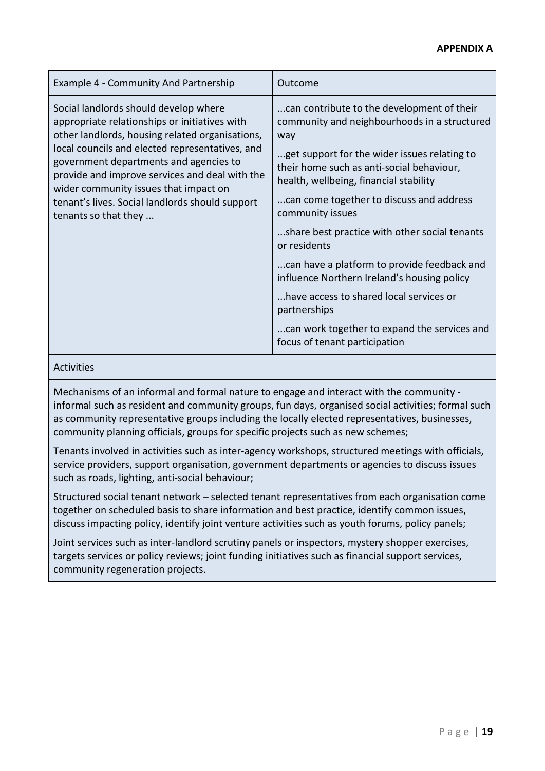**APPENDIX A**

| Example 4 - Community And Partnership | Outcome |
|---|---|
| Social landlords should develop where appropriate relationships or initiatives with other landlords, housing related organisations, local councils and elected representatives, and government departments and agencies to provide and improve services and deal with the wider community issues that impact on tenant's lives. Social landlords should support tenants so that they ... | ...can contribute to the development of their community and neighbourhoods in a structured way<br><br>...get support for the wider issues relating to their home such as anti-social behaviour, health, wellbeing, financial stability<br><br>...can come together to discuss and address community issues<br><br>...share best practice with other social tenants or residents<br><br>...can have a platform to provide feedback and influence Northern Ireland's housing policy<br><br>...have access to shared local services or partnerships<br><br>...can work together to expand the services and focus of tenant participation |

**Activities**

Mechanisms of an informal and formal nature to engage and interact with the community - informal such as resident and community groups, fun days, organised social activities; formal such as community representative groups including the locally elected representatives, businesses, community planning officials, groups for specific projects such as new schemes;

Tenants involved in activities such as inter-agency workshops, structured meetings with officials, service providers, support organisation, government departments or agencies to discuss issues such as roads, lighting, anti-social behaviour;

Structured social tenant network – selected tenant representatives from each organisation come together on scheduled basis to share information and best practice, identify common issues, discuss impacting policy, identify joint venture activities such as youth forums, policy panels;

Joint services such as inter-landlord scrutiny panels or inspectors, mystery shopper exercises, targets services or policy reviews; joint funding initiatives such as financial support services, community regeneration projects.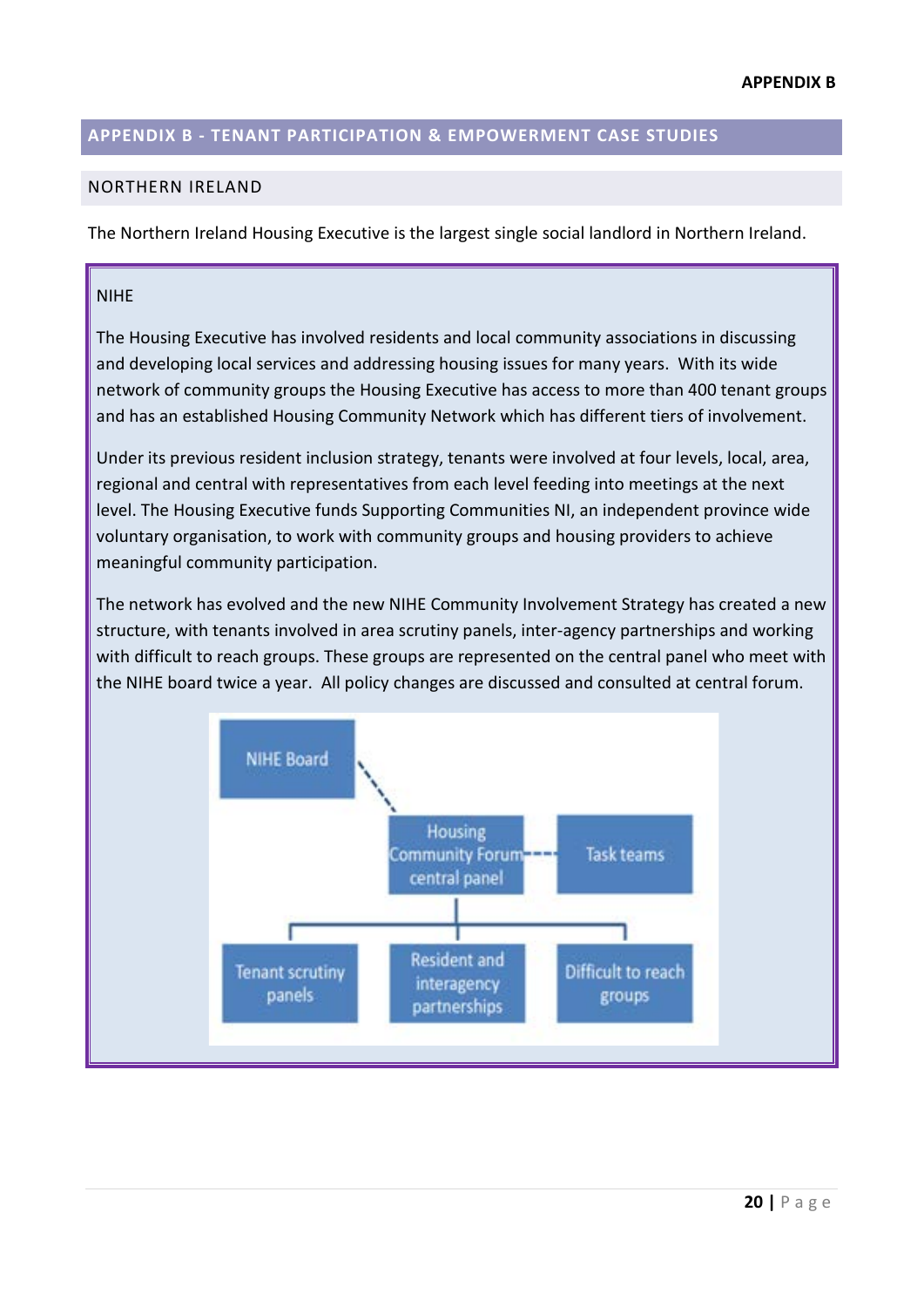## APPENDIX B - TENANT PARTICIPATION & EMPOWERMENT CASE STUDIES

### NORTHERN IRELAND

The Northern Ireland Housing Executive is the largest single social landlord in Northern Ireland.

NIHE

The Housing Executive has involved residents and local community associations in discussing and developing local services and addressing housing issues for many years. With its wide network of community groups the Housing Executive has access to more than 400 tenant groups and has an established Housing Community Network which has different tiers of involvement.

Under its previous resident inclusion strategy, tenants were involved at four levels, local, area, regional and central with representatives from each level feeding into meetings at the next level. The Housing Executive funds Supporting Communities NI, an independent province wide voluntary organisation, to work with community groups and housing providers to achieve meaningful community participation.

The network has evolved and the new NIHE Community Involvement Strategy has created a new structure, with tenants involved in area scrutiny panels, inter-agency partnerships and working with difficult to reach groups. These groups are represented on the central panel who meet with the NIHE board twice a year. All policy changes are discussed and consulted at central forum.

NIHE Board

Housing Community Forum central panel

Task teams

Tenant scrutiny panels

Resident and interagency partnerships

Difficult to reach groups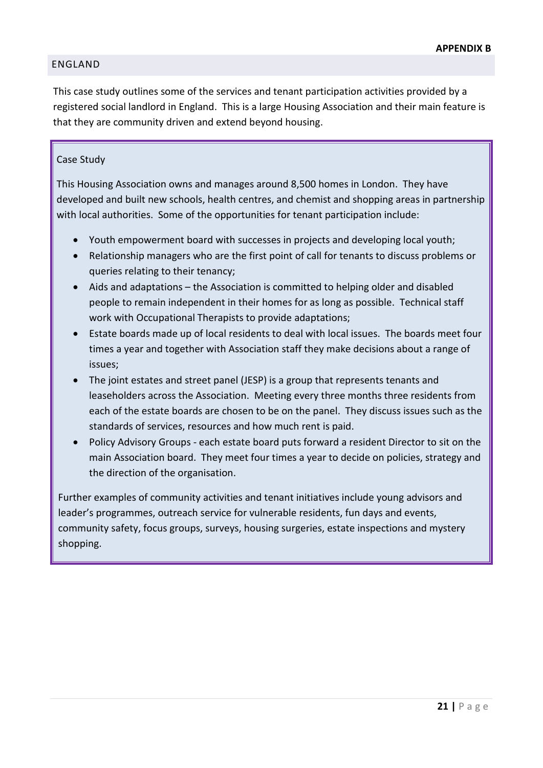**APPENDIX B**

## ENGLAND

This case study outlines some of the services and tenant participation activities provided by a registered social landlord in England. This is a large Housing Association and their main feature is that they are community driven and extend beyond housing.

### Case Study

This Housing Association owns and manages around 8,500 homes in London. They have developed and built new schools, health centres, and chemist and shopping areas in partnership with local authorities. Some of the opportunities for tenant participation include:

- Youth empowerment board with successes in projects and developing local youth;
- Relationship managers who are the first point of call for tenants to discuss problems or queries relating to their tenancy;
- Aids and adaptations – the Association is committed to helping older and disabled people to remain independent in their homes for as long as possible. Technical staff work with Occupational Therapists to provide adaptations;
- Estate boards made up of local residents to deal with local issues. The boards meet four times a year and together with Association staff they make decisions about a range of issues;
- The joint estates and street panel (JESP) is a group that represents tenants and leaseholders across the Association. Meeting every three months three residents from each of the estate boards are chosen to be on the panel. They discuss issues such as the standards of services, resources and how much rent is paid.
- Policy Advisory Groups - each estate board puts forward a resident Director to sit on the main Association board. They meet four times a year to decide on policies, strategy and the direction of the organisation.

Further examples of community activities and tenant initiatives include young advisors and leader's programmes, outreach service for vulnerable residents, fun days and events, community safety, focus groups, surveys, housing surgeries, estate inspections and mystery shopping.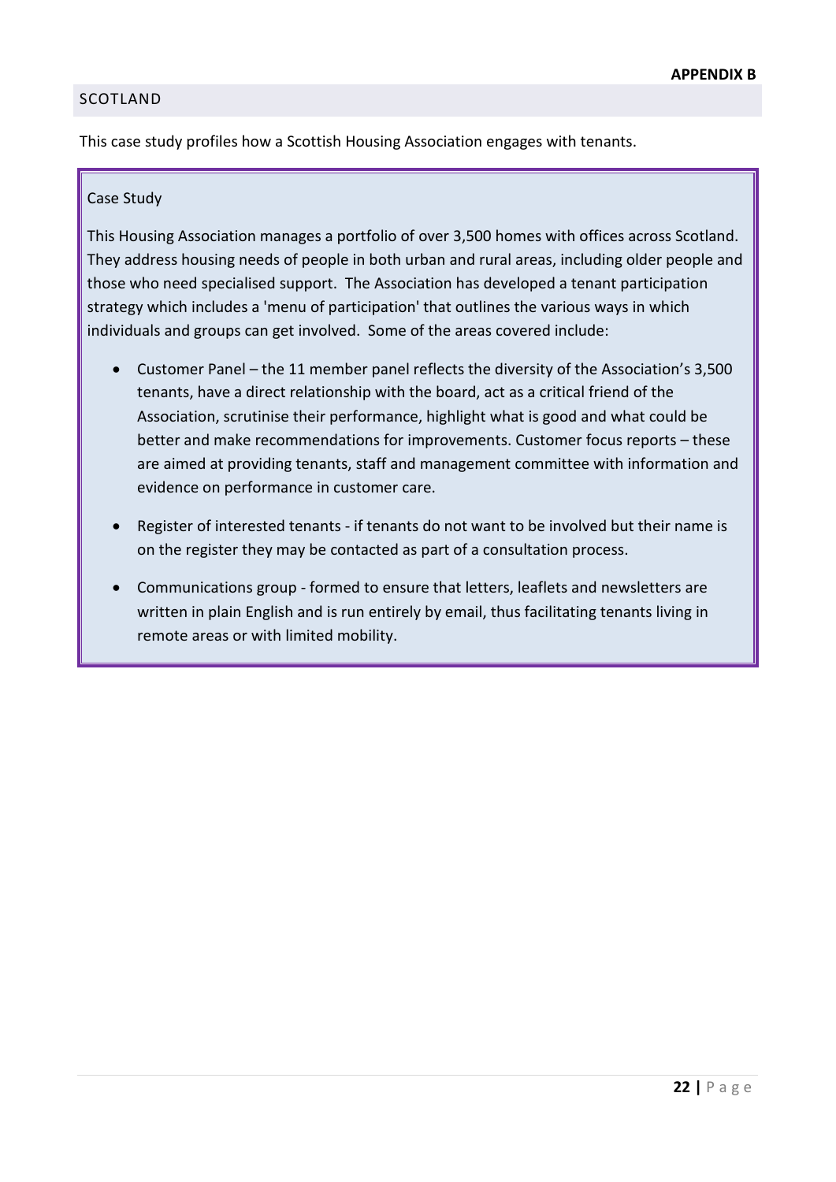**APPENDIX B**

## SCOTLAND

This case study profiles how a Scottish Housing Association engages with tenants.

Case Study

This Housing Association manages a portfolio of over 3,500 homes with offices across Scotland. They address housing needs of people in both urban and rural areas, including older people and those who need specialised support. The Association has developed a tenant participation strategy which includes a 'menu of participation' that outlines the various ways in which individuals and groups can get involved. Some of the areas covered include:

- Customer Panel – the 11 member panel reflects the diversity of the Association's 3,500 tenants, have a direct relationship with the board, act as a critical friend of the Association, scrutinise their performance, highlight what is good and what could be better and make recommendations for improvements. Customer focus reports – these are aimed at providing tenants, staff and management committee with information and evidence on performance in customer care.
- Register of interested tenants - if tenants do not want to be involved but their name is on the register they may be contacted as part of a consultation process.
- Communications group - formed to ensure that letters, leaflets and newsletters are written in plain English and is run entirely by email, thus facilitating tenants living in remote areas or with limited mobility.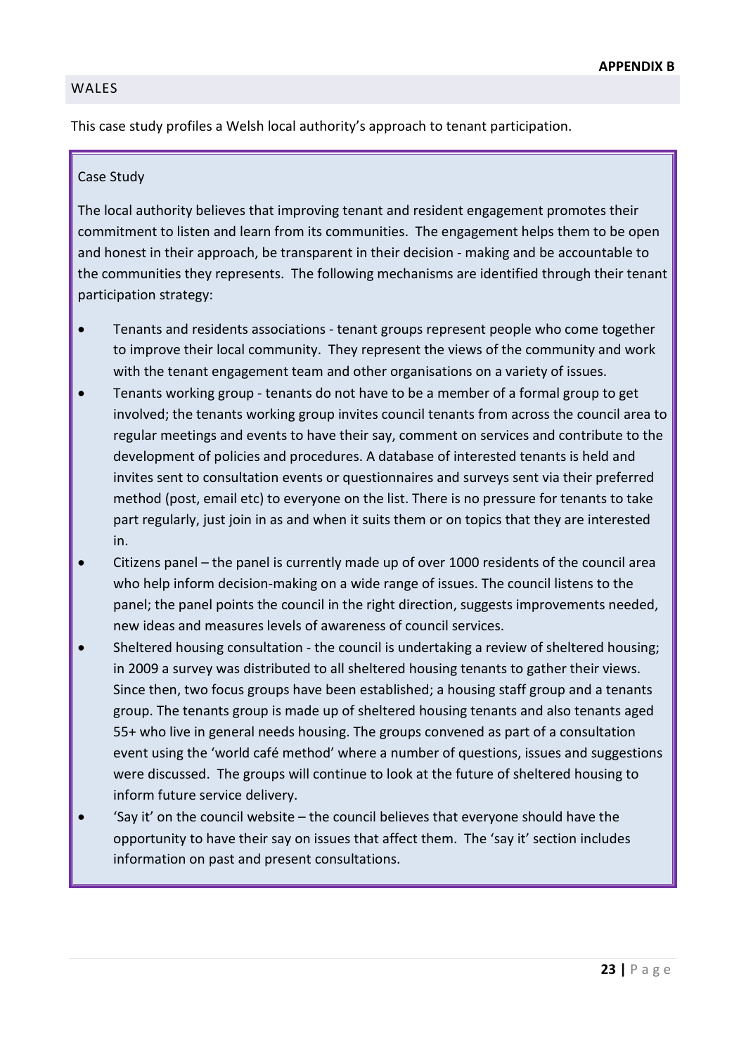**APPENDIX B**

## WALES

This case study profiles a Welsh local authority's approach to tenant participation.

### Case Study

The local authority believes that improving tenant and resident engagement promotes their commitment to listen and learn from its communities. The engagement helps them to be open and honest in their approach, be transparent in their decision - making and be accountable to the communities they represents. The following mechanisms are identified through their tenant participation strategy:

- Tenants and residents associations - tenant groups represent people who come together to improve their local community. They represent the views of the community and work with the tenant engagement team and other organisations on a variety of issues.
- Tenants working group - tenants do not have to be a member of a formal group to get involved; the tenants working group invites council tenants from across the council area to regular meetings and events to have their say, comment on services and contribute to the development of policies and procedures. A database of interested tenants is held and invites sent to consultation events or questionnaires and surveys sent via their preferred method (post, email etc) to everyone on the list. There is no pressure for tenants to take part regularly, just join in as and when it suits them or on topics that they are interested in.
- Citizens panel – the panel is currently made up of over 1000 residents of the council area who help inform decision-making on a wide range of issues. The council listens to the panel; the panel points the council in the right direction, suggests improvements needed, new ideas and measures levels of awareness of council services.
- Sheltered housing consultation - the council is undertaking a review of sheltered housing; in 2009 a survey was distributed to all sheltered housing tenants to gather their views. Since then, two focus groups have been established; a housing staff group and a tenants group. The tenants group is made up of sheltered housing tenants and also tenants aged 55+ who live in general needs housing. The groups convened as part of a consultation event using the 'world café method' where a number of questions, issues and suggestions were discussed. The groups will continue to look at the future of sheltered housing to inform future service delivery.
- 'Say it' on the council website – the council believes that everyone should have the opportunity to have their say on issues that affect them. The 'say it' section includes information on past and present consultations.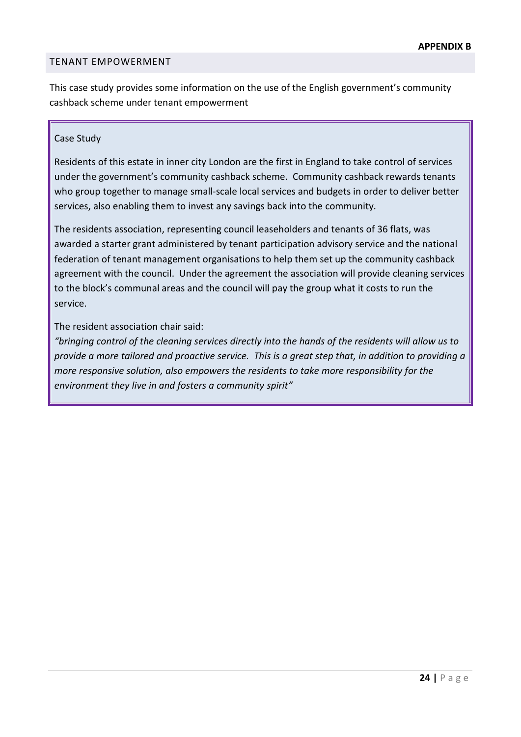**APPENDIX B**

## TENANT EMPOWERMENT

This case study provides some information on the use of the English government's community cashback scheme under tenant empowerment

Case Study

Residents of this estate in inner city London are the first in England to take control of services under the government's community cashback scheme. Community cashback rewards tenants who group together to manage small-scale local services and budgets in order to deliver better services, also enabling them to invest any savings back into the community.

The residents association, representing council leaseholders and tenants of 36 flats, was awarded a starter grant administered by tenant participation advisory service and the national federation of tenant management organisations to help them set up the community cashback agreement with the council. Under the agreement the association will provide cleaning services to the block's communal areas and the council will pay the group what it costs to run the service.

The resident association chair said:
*"bringing control of the cleaning services directly into the hands of the residents will allow us to provide a more tailored and proactive service. This is a great step that, in addition to providing a more responsive solution, also empowers the residents to take more responsibility for the environment they live in and fosters a community spirit"*